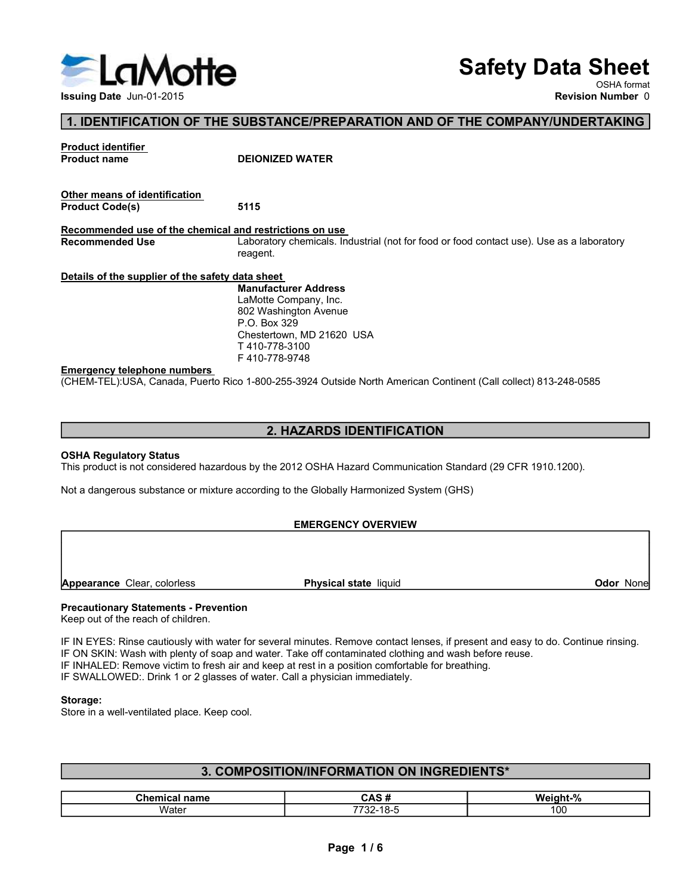LaMotte

**Issuing Date** Jun-01-2015

# Safety Data Sheet

OSHA format

**Revision Number** 0

## 1. IDENTIFICATION OF THE SUBSTANCE/PREPARATION AND OF THE COMPANY/UNDERTAKING

**Product identifier**

**Product name** DEIONIZED WATER

**Other means of identification**

**Product Code(s)** 5115

**Recommended use of the chemical and restrictions on use**

**Recommended Use** Laboratory chemicals. Industrial (not for food or food contact use). Use as a laboratory reagent.

**Details of the supplier of the safety data sheet**

**Manufacturer Address**
LaMotte Company, Inc.
802 Washington Avenue
P.O. Box 329
Chestertown, MD 21620 USA
T 410-778-3100
F 410-778-9748

**Emergency telephone numbers**

(CHEM-TEL):USA, Canada, Puerto Rico 1-800-255-3924 Outside North American Continent (Call collect) 813-248-0585

## 2. HAZARDS IDENTIFICATION

**OSHA Regulatory Status**

This product is not considered hazardous by the 2012 OSHA Hazard Communication Standard (29 CFR 1910.1200).

Not a dangerous substance or mixture according to the Globally Harmonized System (GHS)

**EMERGENCY OVERVIEW**

**Appearance** Clear, colorless | **Physical state** liquid | **Odor** None

**Precautionary Statements - Prevention**

Keep out of the reach of children.

IF IN EYES: Rinse cautiously with water for several minutes. Remove contact lenses, if present and easy to do. Continue rinsing.
IF ON SKIN: Wash with plenty of soap and water. Take off contaminated clothing and wash before reuse.
IF INHALED: Remove victim to fresh air and keep at rest in a position comfortable for breathing.
IF SWALLOWED:. Drink 1 or 2 glasses of water. Call a physician immediately.

**Storage:**

Store in a well-ventilated place. Keep cool.

## 3. COMPOSITION/INFORMATION ON INGREDIENTS*

| Chemical name | CAS # | Weight-% |
|---|---|---|
| Water | 7732-18-5 | 100 |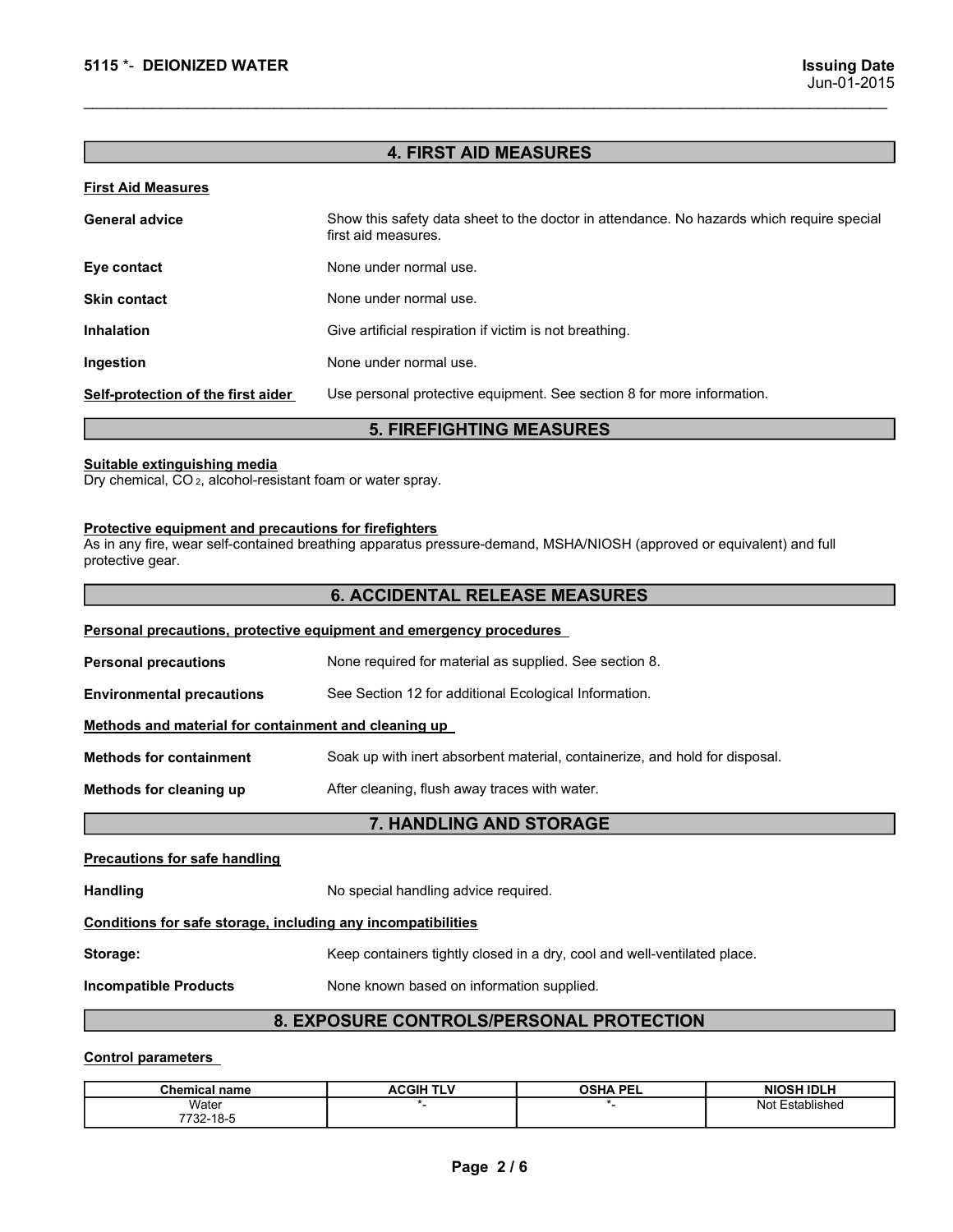## 4. FIRST AID MEASURES

**First Aid Measures**

**General advice** Show this safety data sheet to the doctor in attendance. No hazards which require special first aid measures.

**Eye contact** None under normal use.

**Skin contact** None under normal use.

**Inhalation** Give artificial respiration if victim is not breathing.

**Ingestion** None under normal use.

**Self-protection of the first aider** Use personal protective equipment. See section 8 for more information.

## 5. FIREFIGHTING MEASURES

**Suitable extinguishing media**
Dry chemical, $CO_2$, alcohol-resistant foam or water spray.

**Protective equipment and precautions for firefighters**
As in any fire, wear self-contained breathing apparatus pressure-demand, MSHA/NIOSH (approved or equivalent) and full protective gear.

## 6. ACCIDENTAL RELEASE MEASURES

**Personal precautions, protective equipment and emergency procedures**

**Personal precautions** None required for material as supplied. See section 8.

**Environmental precautions** See Section 12 for additional Ecological Information.

**Methods and material for containment and cleaning up**

**Methods for containment** Soak up with inert absorbent material, containerize, and hold for disposal.

**Methods for cleaning up** After cleaning, flush away traces with water.

## 7. HANDLING AND STORAGE

**Precautions for safe handling**

**Handling** No special handling advice required.

**Conditions for safe storage, including any incompatibilities**

**Storage:** Keep containers tightly closed in a dry, cool and well-ventilated place.

**Incompatible Products** None known based on information supplied.

## 8. EXPOSURE CONTROLS/PERSONAL PROTECTION

**Control parameters**

| Chemical name | ACGIH TLV | OSHA PEL | NIOSH IDLH |
|---|---|---|---|
| Water<br>7732-18-5 | *- | *- | Not Established |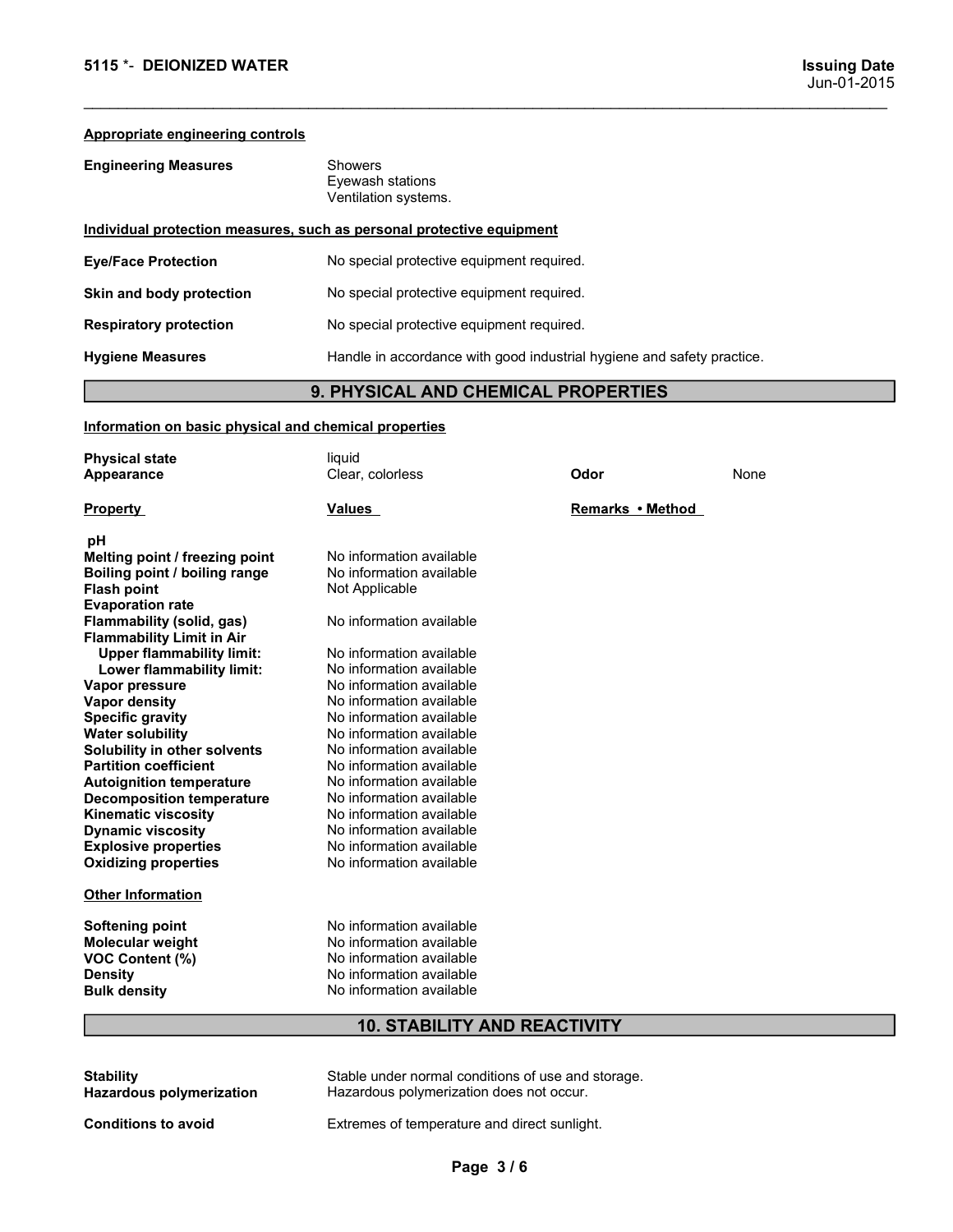**Appropriate engineering controls**

| | |
|---|---|
| **Engineering Measures** | Showers<br>Eyewash stations<br>Ventilation systems. |

**Individual protection measures, such as personal protective equipment**

| | |
|---|---|
| **Eye/Face Protection** | No special protective equipment required. |
| **Skin and body protection** | No special protective equipment required. |
| **Respiratory protection** | No special protective equipment required. |
| **Hygiene Measures** | Handle in accordance with good industrial hygiene and safety practice. |

## 9. PHYSICAL AND CHEMICAL PROPERTIES

**Information on basic physical and chemical properties**

| | | | |
|---|---|---|---|
| **Physical state** | liquid | | |
| **Appearance** | Clear, colorless | **Odor** | None |

| **Property** | **Values** | **Remarks • Method** |
|---|---|---|
| **pH** | | |
| **Melting point / freezing point** | No information available | |
| **Boiling point / boiling range** | No information available | |
| **Flash point** | Not Applicable | |
| **Evaporation rate** | | |
| **Flammability (solid, gas)** | No information available | |
| **Flammability Limit in Air** | | |
| **Upper flammability limit:** | No information available | |
| **Lower flammability limit:** | No information available | |
| **Vapor pressure** | No information available | |
| **Vapor density** | No information available | |
| **Specific gravity** | No information available | |
| **Water solubility** | No information available | |
| **Solubility in other solvents** | No information available | |
| **Partition coefficient** | No information available | |
| **Autoignition temperature** | No information available | |
| **Decomposition temperature** | No information available | |
| **Kinematic viscosity** | No information available | |
| **Dynamic viscosity** | No information available | |
| **Explosive properties** | No information available | |
| **Oxidizing properties** | No information available | |

**Other Information**

| | |
|---|---|
| **Softening point** | No information available |
| **Molecular weight** | No information available |
| **VOC Content (%)** | No information available |
| **Density** | No information available |
| **Bulk density** | No information available |

## 10. STABILITY AND REACTIVITY

| | |
|---|---|
| **Stability** | Stable under normal conditions of use and storage. |
| **Hazardous polymerization** | Hazardous polymerization does not occur. |
| **Conditions to avoid** | Extremes of temperature and direct sunlight. |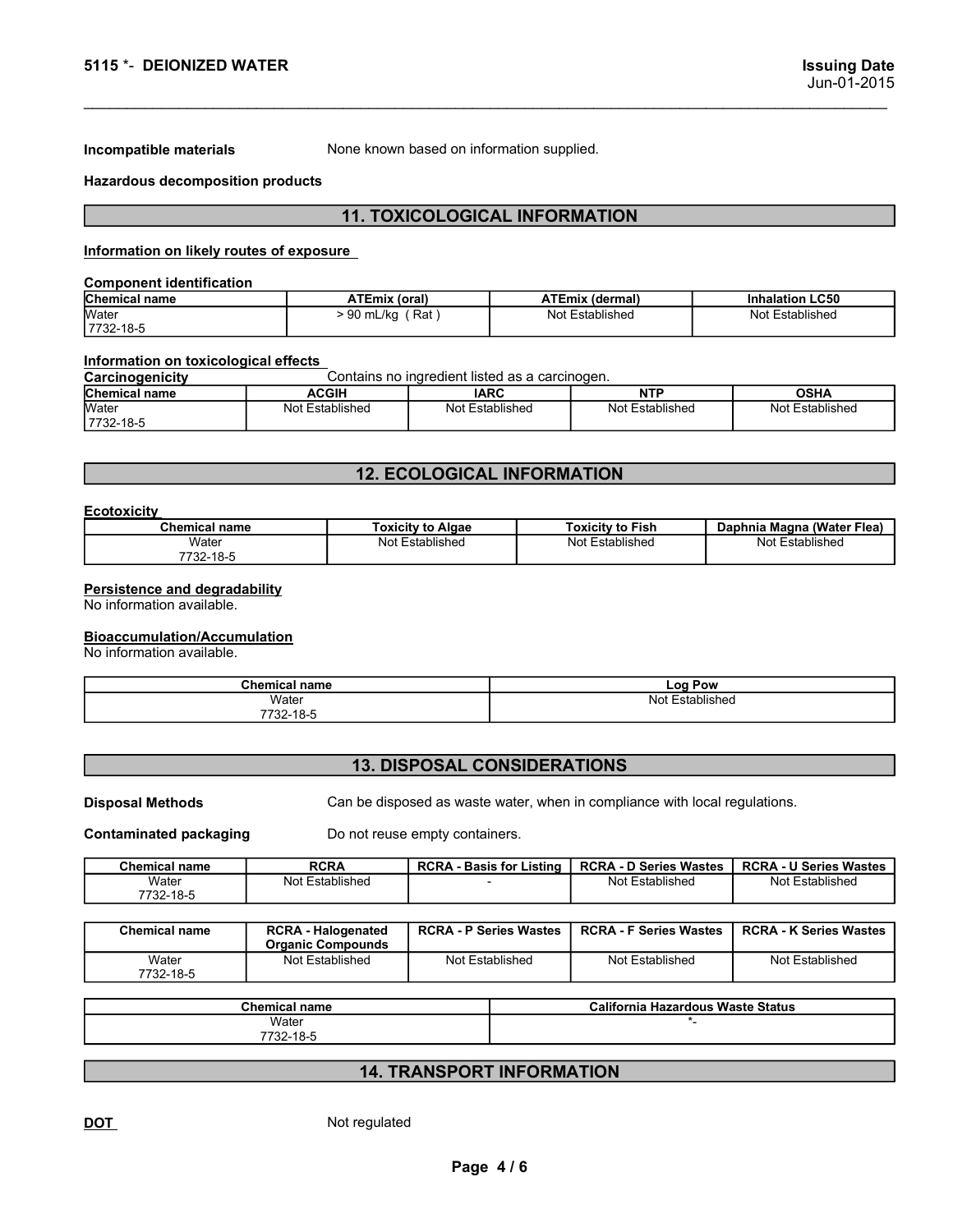**Incompatible materials** None known based on information supplied.

**Hazardous decomposition products**

## 11. TOXICOLOGICAL INFORMATION

**Information on likely routes of exposure**

**Component identification**

| Chemical name | ATEmix (oral) | ATEmix (dermal) | Inhalation LC50 |
|---|---|---|---|
| Water 7732-18-5 | > 90 mL/kg ( Rat ) | Not Established | Not Established |

**Information on toxicological effects**

**Carcinogenicity** Contains no ingredient listed as a carcinogen.

| Chemical name | ACGIH | IARC | NTP | OSHA |
|---|---|---|---|---|
| Water 7732-18-5 | Not Established | Not Established | Not Established | Not Established |

## 12. ECOLOGICAL INFORMATION

**Ecotoxicity**

| Chemical name | Toxicity to Algae | Toxicity to Fish | Daphnia Magna (Water Flea) |
|---|---|---|---|
| Water 7732-18-5 | Not Established | Not Established | Not Established |

**Persistence and degradability**
No information available.

**Bioaccumulation/Accumulation**
No information available.

| Chemical name | Log Pow |
|---|---|
| Water 7732-18-5 | Not Established |

## 13. DISPOSAL CONSIDERATIONS

**Disposal Methods** Can be disposed as waste water, when in compliance with local regulations.

**Contaminated packaging** Do not reuse empty containers.

| Chemical name | RCRA | RCRA - Basis for Listing | RCRA - D Series Wastes | RCRA - U Series Wastes |
|---|---|---|---|---|
| Water 7732-18-5 | Not Established | - | Not Established | Not Established |

| Chemical name | RCRA - Halogenated Organic Compounds | RCRA - P Series Wastes | RCRA - F Series Wastes | RCRA - K Series Wastes |
|---|---|---|---|---|
| Water 7732-18-5 | Not Established | Not Established | Not Established | Not Established |

| Chemical name | California Hazardous Waste Status |
|---|---|
| Water 7732-18-5 | *- |

## 14. TRANSPORT INFORMATION

**DOT** Not regulated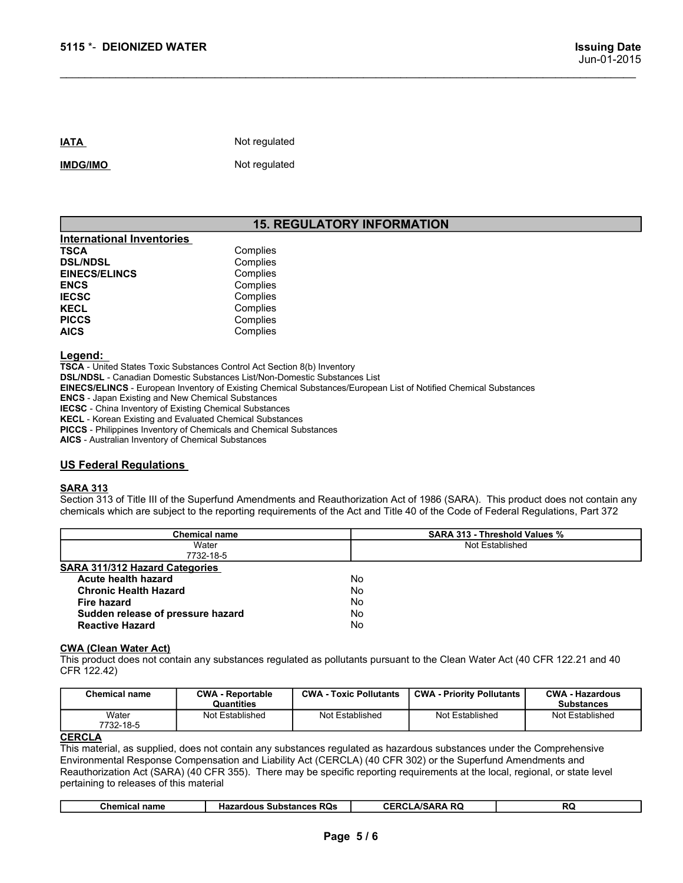| | |
|---|---|
| **IATA** | Not regulated |
| **IMDG/IMO** | Not regulated |

## 15. REGULATORY INFORMATION

### International Inventories

| | |
|---|---|
| **TSCA** | Complies |
| **DSL/NDSL** | Complies |
| **EINECS/ELINCS** | Complies |
| **ENCS** | Complies |
| **IECSC** | Complies |
| **KECL** | Complies |
| **PICCS** | Complies |
| **AICS** | Complies |

**Legend:**

**TSCA** - United States Toxic Substances Control Act Section 8(b) Inventory
**DSL/NDSL** - Canadian Domestic Substances List/Non-Domestic Substances List
**EINECS/ELINCS** - European Inventory of Existing Chemical Substances/European List of Notified Chemical Substances
**ENCS** - Japan Existing and New Chemical Substances
**IECSC** - China Inventory of Existing Chemical Substances
**KECL** - Korean Existing and Evaluated Chemical Substances
**PICCS** - Philippines Inventory of Chemicals and Chemical Substances
**AICS** - Australian Inventory of Chemical Substances

### US Federal Regulations

**SARA 313**

Section 313 of Title III of the Superfund Amendments and Reauthorization Act of 1986 (SARA). This product does not contain any chemicals which are subject to the reporting requirements of the Act and Title 40 of the Code of Federal Regulations, Part 372

| Chemical name | SARA 313 - Threshold Values % |
|---|---|
| Water 7732-18-5 | Not Established |

**SARA 311/312 Hazard Categories**

| | |
|---|---|
| **Acute health hazard** | No |
| **Chronic Health Hazard** | No |
| **Fire hazard** | No |
| **Sudden release of pressure hazard** | No |
| **Reactive Hazard** | No |

**CWA (Clean Water Act)**

This product does not contain any substances regulated as pollutants pursuant to the Clean Water Act (40 CFR 122.21 and 40 CFR 122.42)

| Chemical name | CWA - Reportable Quantities | CWA - Toxic Pollutants | CWA - Priority Pollutants | CWA - Hazardous Substances |
|---|---|---|---|---|
| Water 7732-18-5 | Not Established | Not Established | Not Established | Not Established |

**CERCLA**

This material, as supplied, does not contain any substances regulated as hazardous substances under the Comprehensive Environmental Response Compensation and Liability Act (CERCLA) (40 CFR 302) or the Superfund Amendments and Reauthorization Act (SARA) (40 CFR 355). There may be specific reporting requirements at the local, regional, or state level pertaining to releases of this material

| Chemical name | Hazardous Substances RQs | CERCLA/SARA RQ | RQ |
|---|---|---|---|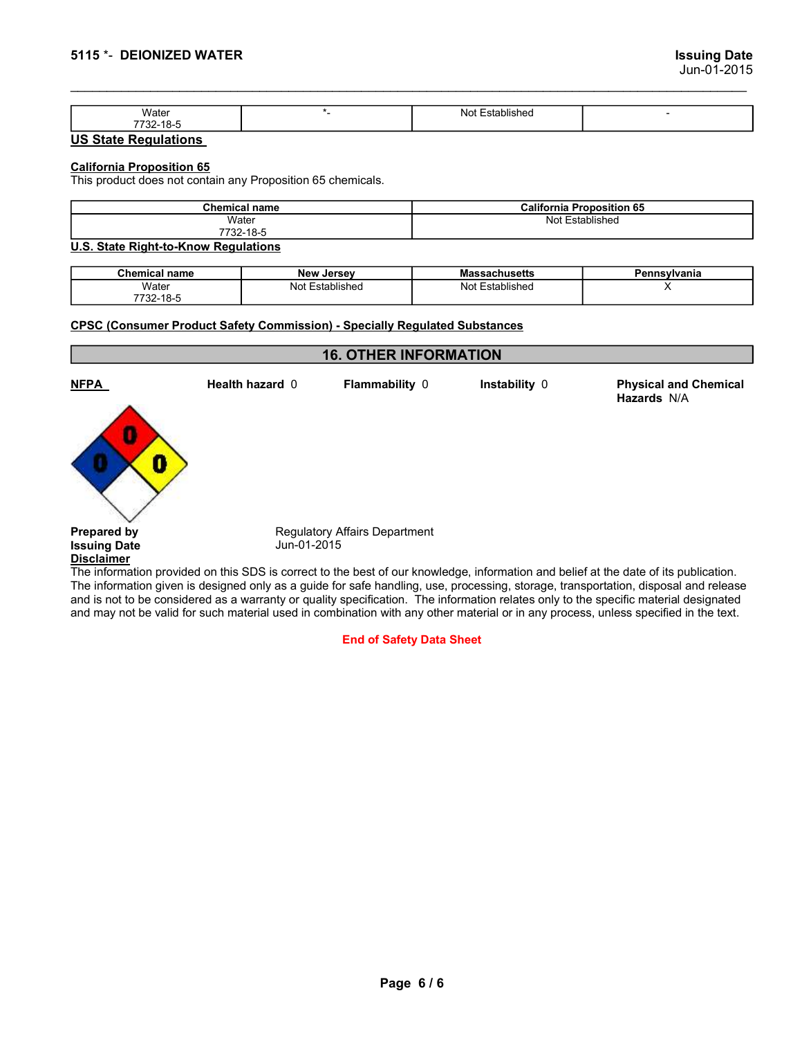| | | | |
|---|---|---|---|
| Water 7732-18-5 | *- | Not Established | - |

## US State Regulations

### California Proposition 65

This product does not contain any Proposition 65 chemicals.

| Chemical name | California Proposition 65 |
|---|---|
| Water 7732-18-5 | Not Established |

### U.S. State Right-to-Know Regulations

| Chemical name | New Jersey | Massachusetts | Pennsylvania |
|---|---|---|---|
| Water 7732-18-5 | Not Established | Not Established | X |

### CPSC (Consumer Product Safety Commission) - Specially Regulated Substances

## 16. OTHER INFORMATION

**NFPA** **Health hazard** 0 **Flammability** 0 **Instability** 0 **Physical and Chemical Hazards** N/A

**Prepared by** Regulatory Affairs Department
**Issuing Date** Jun-01-2015

**Disclaimer**

The information provided on this SDS is correct to the best of our knowledge, information and belief at the date of its publication. The information given is designed only as a guide for safe handling, use, processing, storage, transportation, disposal and release and is not to be considered as a warranty or quality specification. The information relates only to the specific material designated and may not be valid for such material used in combination with any other material or in any process, unless specified in the text.

**End of Safety Data Sheet**